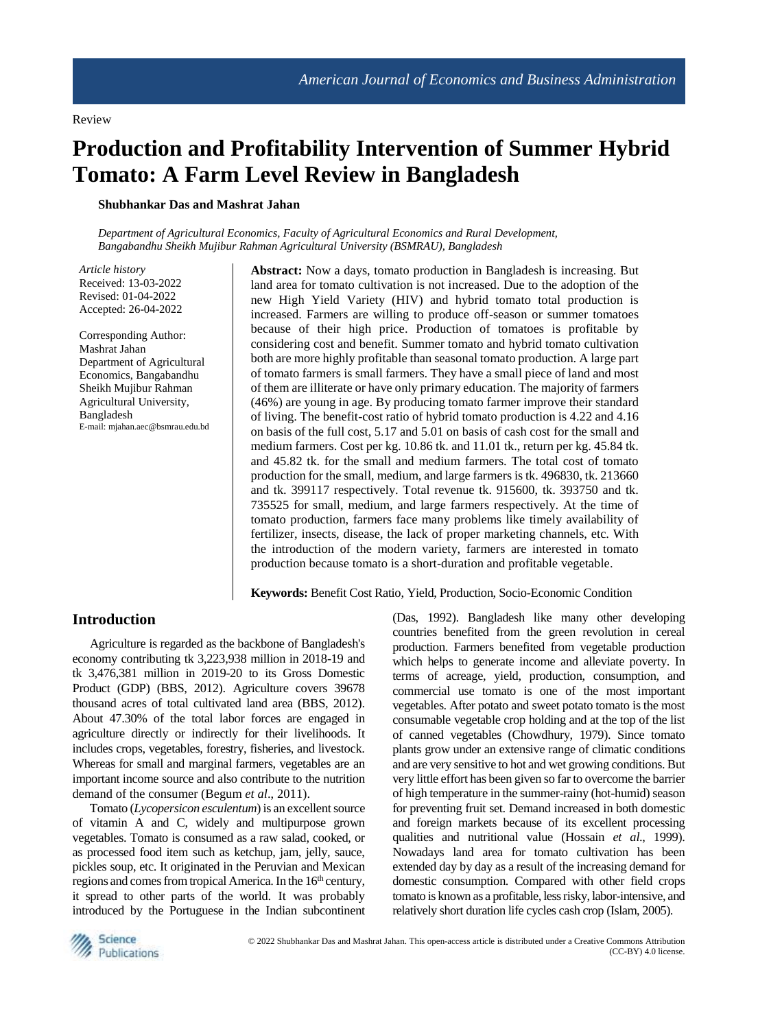Review

# Production and Profitability Intervention of Summer Hybrid Tomato: A Farm Level Review in Bangladesh

**Shubhankar Das and Mashrat Jahan**

*Department of Agricultural Economics, Faculty of Agricultural Economics and Rural Development, Bangabandhu Sheikh Mujibur Rahman Agricultural University (BSMRAU), Bangladesh*

*Article history*
Received: 13-03-2022
Revised: 01-04-2022
Accepted: 26-04-2022

Corresponding Author:
Mashrat Jahan
Department of Agricultural Economics, Bangabandhu Sheikh Mujibur Rahman Agricultural University, Bangladesh
E-mail: mjahan.aec@bsmrau.edu.bd

**Abstract:** Now a days, tomato production in Bangladesh is increasing. But land area for tomato cultivation is not increased. Due to the adoption of the new High Yield Variety (HIV) and hybrid tomato total production is increased. Farmers are willing to produce off-season or summer tomatoes because of their high price. Production of tomatoes is profitable by considering cost and benefit. Summer tomato and hybrid tomato cultivation both are more highly profitable than seasonal tomato production. A large part of tomato farmers is small farmers. They have a small piece of land and most of them are illiterate or have only primary education. The majority of farmers (46%) are young in age. By producing tomato farmer improve their standard of living. The benefit-cost ratio of hybrid tomato production is 4.22 and 4.16 on basis of the full cost, 5.17 and 5.01 on basis of cash cost for the small and medium farmers. Cost per kg. 10.86 tk. and 11.01 tk., return per kg. 45.84 tk. and 45.82 tk. for the small and medium farmers. The total cost of tomato production for the small, medium, and large farmers is tk. 496830, tk. 213660 and tk. 399117 respectively. Total revenue tk. 915600, tk. 393750 and tk. 735525 for small, medium, and large farmers respectively. At the time of tomato production, farmers face many problems like timely availability of fertilizer, insects, disease, the lack of proper marketing channels, etc. With the introduction of the modern variety, farmers are interested in tomato production because tomato is a short-duration and profitable vegetable.

**Keywords:** Benefit Cost Ratio, Yield, Production, Socio-Economic Condition

## Introduction

Agriculture is regarded as the backbone of Bangladesh's economy contributing tk 3,223,938 million in 2018-19 and tk 3,476,381 million in 2019-20 to its Gross Domestic Product (GDP) (BBS, 2012). Agriculture covers 39678 thousand acres of total cultivated land area (BBS, 2012). About 47.30% of the total labor forces are engaged in agriculture directly or indirectly for their livelihoods. It includes crops, vegetables, forestry, fisheries, and livestock. Whereas for small and marginal farmers, vegetables are an important income source and also contribute to the nutrition demand of the consumer (Begum *et al*., 2011).

Tomato (*Lycopersicon esculentum*) is an excellent source of vitamin A and C, widely and multipurpose grown vegetables. Tomato is consumed as a raw salad, cooked, or as processed food item such as ketchup, jam, jelly, sauce, pickles soup, etc. It originated in the Peruvian and Mexican regions and comes from tropical America. In the 16th century, it spread to other parts of the world. It was probably introduced by the Portuguese in the Indian subcontinent (Das, 1992). Bangladesh like many other developing countries benefited from the green revolution in cereal production. Farmers benefited from vegetable production which helps to generate income and alleviate poverty. In terms of acreage, yield, production, consumption, and commercial use tomato is one of the most important vegetables. After potato and sweet potato tomato is the most consumable vegetable crop holding and at the top of the list of canned vegetables (Chowdhury, 1979). Since tomato plants grow under an extensive range of climatic conditions and are very sensitive to hot and wet growing conditions. But very little effort has been given so far to overcome the barrier of high temperature in the summer-rainy (hot-humid) season for preventing fruit set. Demand increased in both domestic and foreign markets because of its excellent processing qualities and nutritional value (Hossain *et al*., 1999). Nowadays land area for tomato cultivation has been extended day by day as a result of the increasing demand for domestic consumption. Compared with other field crops tomato is known as a profitable, less risky, labor-intensive, and relatively short duration life cycles cash crop (Islam, 2005).

© 2022 Shubhankar Das and Mashrat Jahan. This open-access article is distributed under a Creative Commons Attribution (CC-BY) 4.0 license.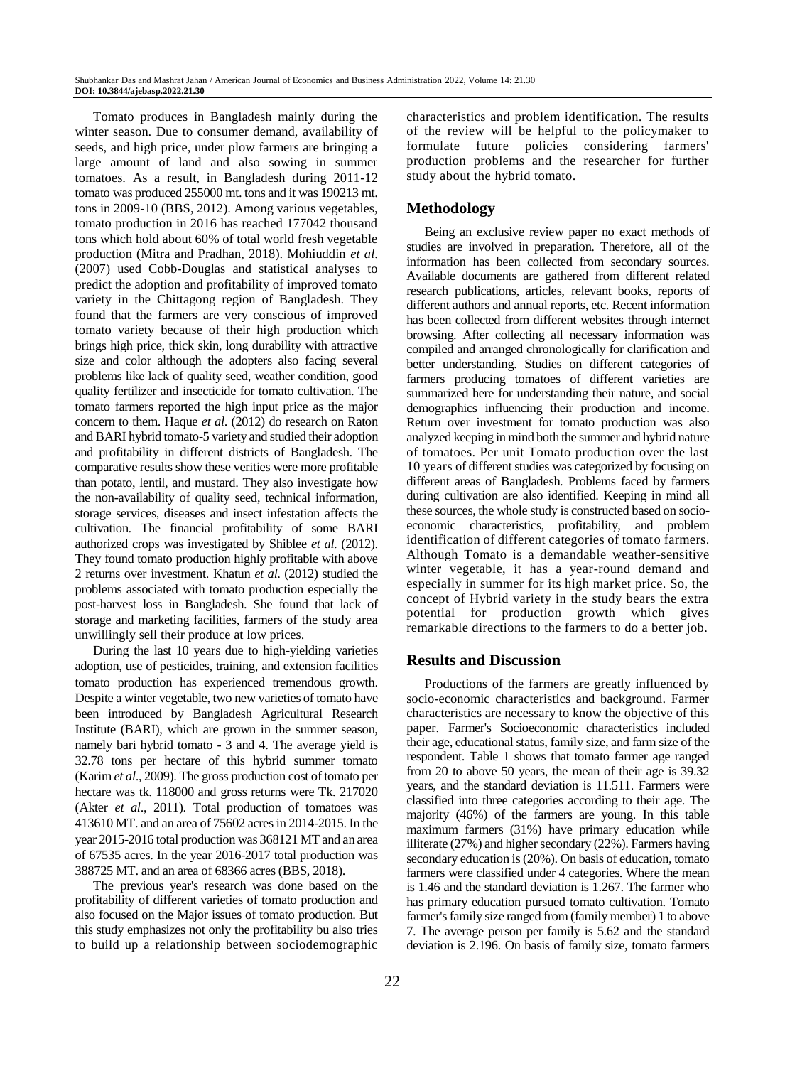Tomato produces in Bangladesh mainly during the winter season. Due to consumer demand, availability of seeds, and high price, under plow farmers are bringing a large amount of land and also sowing in summer tomatoes. As a result, in Bangladesh during 2011-12 tomato was produced 255000 mt. tons and it was 190213 mt. tons in 2009-10 (BBS, 2012). Among various vegetables, tomato production in 2016 has reached 177042 thousand tons which hold about 60% of total world fresh vegetable production (Mitra and Pradhan, 2018). Mohiuddin *et al*. (2007) used Cobb-Douglas and statistical analyses to predict the adoption and profitability of improved tomato variety in the Chittagong region of Bangladesh. They found that the farmers are very conscious of improved tomato variety because of their high production which brings high price, thick skin, long durability with attractive size and color although the adopters also facing several problems like lack of quality seed, weather condition, good quality fertilizer and insecticide for tomato cultivation. The tomato farmers reported the high input price as the major concern to them. Haque *et al*. (2012) do research on Raton and BARI hybrid tomato-5 variety and studied their adoption and profitability in different districts of Bangladesh. The comparative results show these verities were more profitable than potato, lentil, and mustard. They also investigate how the non-availability of quality seed, technical information, storage services, diseases and insect infestation affects the cultivation. The financial profitability of some BARI authorized crops was investigated by Shiblee *et al*. (2012). They found tomato production highly profitable with above 2 returns over investment. Khatun *et al*. (2012) studied the problems associated with tomato production especially the post-harvest loss in Bangladesh. She found that lack of storage and marketing facilities, farmers of the study area unwillingly sell their produce at low prices.

During the last 10 years due to high-yielding varieties adoption, use of pesticides, training, and extension facilities tomato production has experienced tremendous growth. Despite a winter vegetable, two new varieties of tomato have been introduced by Bangladesh Agricultural Research Institute (BARI), which are grown in the summer season, namely bari hybrid tomato - 3 and 4. The average yield is 32.78 tons per hectare of this hybrid summer tomato (Karim *et al*., 2009). The gross production cost of tomato per hectare was tk. 118000 and gross returns were Tk. 217020 (Akter *et al*., 2011). Total production of tomatoes was 413610 MT. and an area of 75602 acres in 2014-2015. In the year 2015-2016 total production was 368121 MT and an area of 67535 acres. In the year 2016-2017 total production was 388725 MT. and an area of 68366 acres (BBS, 2018).

The previous year's research was done based on the profitability of different varieties of tomato production and also focused on the Major issues of tomato production. But this study emphasizes not only the profitability bu also tries to build up a relationship between sociodemographic characteristics and problem identification. The results of the review will be helpful to the policymaker to formulate future policies considering farmers' production problems and the researcher for further study about the hybrid tomato.

## Methodology

Being an exclusive review paper no exact methods of studies are involved in preparation. Therefore, all of the information has been collected from secondary sources. Available documents are gathered from different related research publications, articles, relevant books, reports of different authors and annual reports, etc. Recent information has been collected from different websites through internet browsing. After collecting all necessary information was compiled and arranged chronologically for clarification and better understanding. Studies on different categories of farmers producing tomatoes of different varieties are summarized here for understanding their nature, and social demographics influencing their production and income. Return over investment for tomato production was also analyzed keeping in mind both the summer and hybrid nature of tomatoes. Per unit Tomato production over the last 10 years of different studies was categorized by focusing on different areas of Bangladesh. Problems faced by farmers during cultivation are also identified. Keeping in mind all these sources, the whole study is constructed based on socio-economic characteristics, profitability, and problem identification of different categories of tomato farmers. Although Tomato is a demandable weather-sensitive winter vegetable, it has a year-round demand and especially in summer for its high market price. So, the concept of Hybrid variety in the study bears the extra potential for production growth which gives remarkable directions to the farmers to do a better job.

## Results and Discussion

Productions of the farmers are greatly influenced by socio-economic characteristics and background. Farmer characteristics are necessary to know the objective of this paper. Farmer's Socioeconomic characteristics included their age, educational status, family size, and farm size of the respondent. Table 1 shows that tomato farmer age ranged from 20 to above 50 years, the mean of their age is 39.32 years, and the standard deviation is 11.511. Farmers were classified into three categories according to their age. The majority (46%) of the farmers are young. In this table maximum farmers (31%) have primary education while illiterate (27%) and higher secondary (22%). Farmers having secondary education is (20%). On basis of education, tomato farmers were classified under 4 categories. Where the mean is 1.46 and the standard deviation is 1.267. The farmer who has primary education pursued tomato cultivation. Tomato farmer's family size ranged from (family member) 1 to above 7. The average person per family is 5.62 and the standard deviation is 2.196. On basis of family size, tomato farmers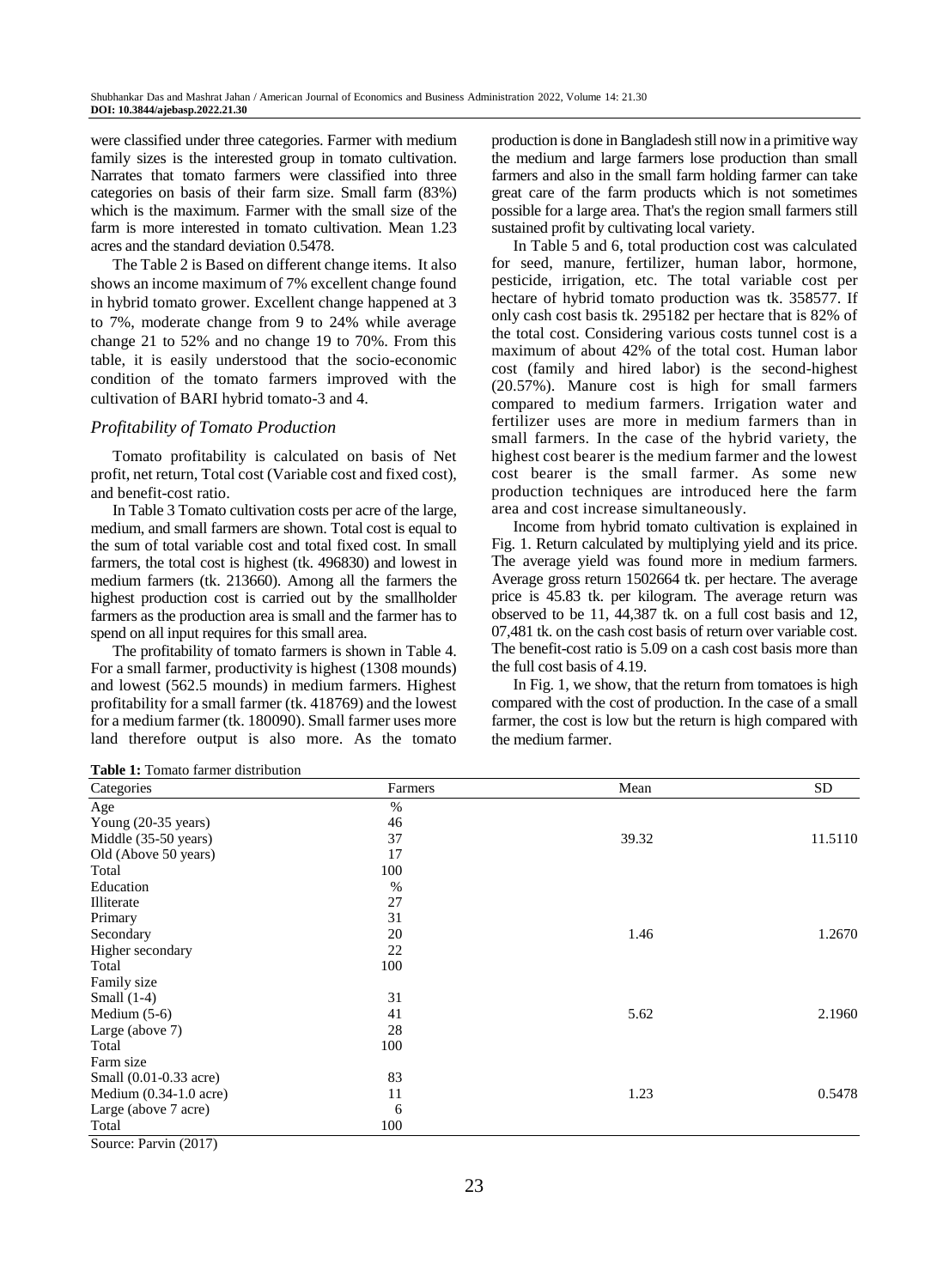were classified under three categories. Farmer with medium family sizes is the interested group in tomato cultivation. Narrates that tomato farmers were classified into three categories on basis of their farm size. Small farm (83%) which is the maximum. Farmer with the small size of the farm is more interested in tomato cultivation. Mean 1.23 acres and the standard deviation 0.5478.

The Table 2 is Based on different change items. It also shows an income maximum of 7% excellent change found in hybrid tomato grower. Excellent change happened at 3 to 7%, moderate change from 9 to 24% while average change 21 to 52% and no change 19 to 70%. From this table, it is easily understood that the socio-economic condition of the tomato farmers improved with the cultivation of BARI hybrid tomato-3 and 4.

### *Profitability of Tomato Production*

Tomato profitability is calculated on basis of Net profit, net return, Total cost (Variable cost and fixed cost), and benefit-cost ratio.

In Table 3 Tomato cultivation costs per acre of the large, medium, and small farmers are shown. Total cost is equal to the sum of total variable cost and total fixed cost. In small farmers, the total cost is highest (tk. 496830) and lowest in medium farmers (tk. 213660). Among all the farmers the highest production cost is carried out by the smallholder farmers as the production area is small and the farmer has to spend on all input requires for this small area.

The profitability of tomato farmers is shown in Table 4. For a small farmer, productivity is highest (1308 mounds) and lowest (562.5 mounds) in medium farmers. Highest profitability for a small farmer (tk. 418769) and the lowest for a medium farmer (tk. 180090). Small farmer uses more land therefore output is also more. As the tomato production is done in Bangladesh still now in a primitive way the medium and large farmers lose production than small farmers and also in the small farm holding farmer can take great care of the farm products which is not sometimes possible for a large area. That's the region small farmers still sustained profit by cultivating local variety.

In Table 5 and 6, total production cost was calculated for seed, manure, fertilizer, human labor, hormone, pesticide, irrigation, etc. The total variable cost per hectare of hybrid tomato production was tk. 358577. If only cash cost basis tk. 295182 per hectare that is 82% of the total cost. Considering various costs tunnel cost is a maximum of about 42% of the total cost. Human labor cost (family and hired labor) is the second-highest (20.57%). Manure cost is high for small farmers compared to medium farmers. Irrigation water and fertilizer uses are more in medium farmers than in small farmers. In the case of the hybrid variety, the highest cost bearer is the medium farmer and the lowest cost bearer is the small farmer. As some new production techniques are introduced here the farm area and cost increase simultaneously.

Income from hybrid tomato cultivation is explained in Fig. 1. Return calculated by multiplying yield and its price. The average yield was found more in medium farmers. Average gross return 1502664 tk. per hectare. The average price is 45.83 tk. per kilogram. The average return was observed to be 11, 44,387 tk. on a full cost basis and 12, 07,481 tk. on the cash cost basis of return over variable cost. The benefit-cost ratio is 5.09 on a cash cost basis more than the full cost basis of 4.19.

In Fig. 1, we show, that the return from tomatoes is high compared with the cost of production. In the case of a small farmer, the cost is low but the return is high compared with the medium farmer.

**Table 1:** Tomato farmer distribution

| Categories | Farmers | Mean | SD |
|---|---|---|---|
| Age | % | | |
| Young (20-35 years) | 46 | | |
| Middle (35-50 years) | 37 | 39.32 | 11.5110 |
| Old (Above 50 years) | 17 | | |
| Total | 100 | | |
| Education | % | | |
| Illiterate | 27 | | |
| Primary | 31 | | |
| Secondary | 20 | 1.46 | 1.2670 |
| Higher secondary | 22 | | |
| Total | 100 | | |
| Family size | | | |
| Small (1-4) | 31 | | |
| Medium (5-6) | 41 | 5.62 | 2.1960 |
| Large (above 7) | 28 | | |
| Total | 100 | | |
| Farm size | | | |
| Small (0.01-0.33 acre) | 83 | | |
| Medium (0.34-1.0 acre) | 11 | 1.23 | 0.5478 |
| Large (above 7 acre) | 6 | | |
| Total | 100 | | |

Source: Parvin (2017)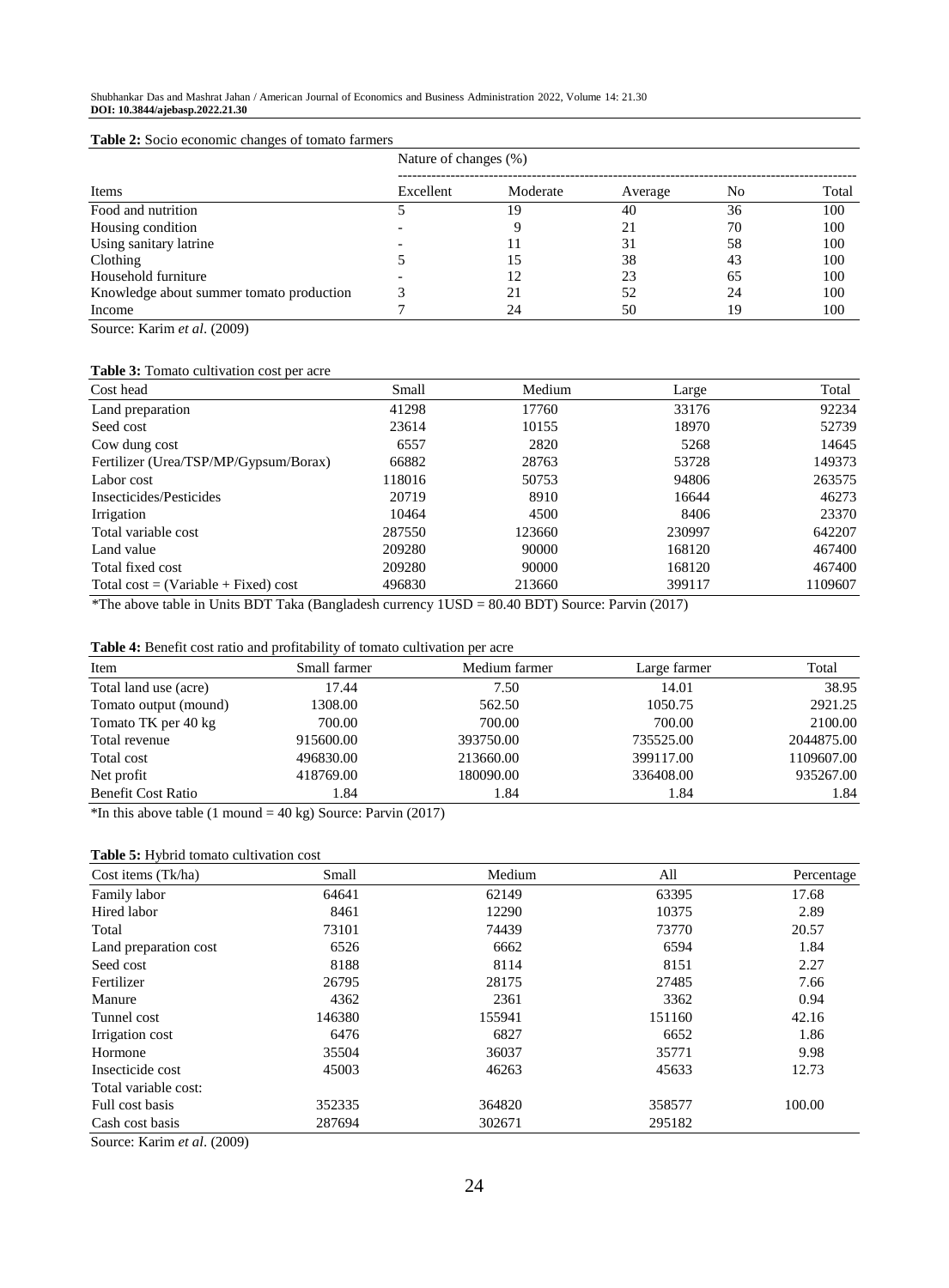**Table 2:** Socio economic changes of tomato farmers

| Items | Nature of changes (%) | | | | |
|---|---|---|---|---|---|
| | Excellent | Moderate | Average | No | Total |
| Food and nutrition | 5 | 19 | 40 | 36 | 100 |
| Housing condition | - | 9 | 21 | 70 | 100 |
| Using sanitary latrine | - | 11 | 31 | 58 | 100 |
| Clothing | 5 | 15 | 38 | 43 | 100 |
| Household furniture | - | 12 | 23 | 65 | 100 |
| Knowledge about summer tomato production | 3 | 21 | 52 | 24 | 100 |
| Income | 7 | 24 | 50 | 19 | 100 |

Source: Karim *et al*. (2009)

**Table 3:** Tomato cultivation cost per acre

| Cost head | Small | Medium | Large | Total |
|---|---|---|---|---|
| Land preparation | 41298 | 17760 | 33176 | 92234 |
| Seed cost | 23614 | 10155 | 18970 | 52739 |
| Cow dung cost | 6557 | 2820 | 5268 | 14645 |
| Fertilizer (Urea/TSP/MP/Gypsum/Borax) | 66882 | 28763 | 53728 | 149373 |
| Labor cost | 118016 | 50753 | 94806 | 263575 |
| Insecticides/Pesticides | 20719 | 8910 | 16644 | 46273 |
| Irrigation | 10464 | 4500 | 8406 | 23370 |
| Total variable cost | 287550 | 123660 | 230997 | 642207 |
| Land value | 209280 | 90000 | 168120 | 467400 |
| Total fixed cost | 209280 | 90000 | 168120 | 467400 |
| Total cost = (Variable + Fixed) cost | 496830 | 213660 | 399117 | 1109607 |

*The above table in Units BDT Taka (Bangladesh currency 1USD = 80.40 BDT) Source: Parvin (2017)

**Table 4:** Benefit cost ratio and profitability of tomato cultivation per acre

| Item | Small farmer | Medium farmer | Large farmer | Total |
|---|---|---|---|---|
| Total land use (acre) | 17.44 | 7.50 | 14.01 | 38.95 |
| Tomato output (mound) | 1308.00 | 562.50 | 1050.75 | 2921.25 |
| Tomato TK per 40 kg | 700.00 | 700.00 | 700.00 | 2100.00 |
| Total revenue | 915600.00 | 393750.00 | 735525.00 | 2044875.00 |
| Total cost | 496830.00 | 213660.00 | 399117.00 | 1109607.00 |
| Net profit | 418769.00 | 180090.00 | 336408.00 | 935267.00 |
| Benefit Cost Ratio | 1.84 | 1.84 | 1.84 | 1.84 |

*In this above table (1 mound = 40 kg) Source: Parvin (2017)

**Table 5:** Hybrid tomato cultivation cost

| Cost items (Tk/ha) | Small | Medium | All | Percentage |
|---|---|---|---|---|
| Family labor | 64641 | 62149 | 63395 | 17.68 |
| Hired labor | 8461 | 12290 | 10375 | 2.89 |
| Total | 73101 | 74439 | 73770 | 20.57 |
| Land preparation cost | 6526 | 6662 | 6594 | 1.84 |
| Seed cost | 8188 | 8114 | 8151 | 2.27 |
| Fertilizer | 26795 | 28175 | 27485 | 7.66 |
| Manure | 4362 | 2361 | 3362 | 0.94 |
| Tunnel cost | 146380 | 155941 | 151160 | 42.16 |
| Irrigation cost | 6476 | 6827 | 6652 | 1.86 |
| Hormone | 35504 | 36037 | 35771 | 9.98 |
| Insecticide cost | 45003 | 46263 | 45633 | 12.73 |
| Total variable cost: | | | | |
| Full cost basis | 352335 | 364820 | 358577 | 100.00 |
| Cash cost basis | 287694 | 302671 | 295182 | |

Source: Karim *et al*. (2009)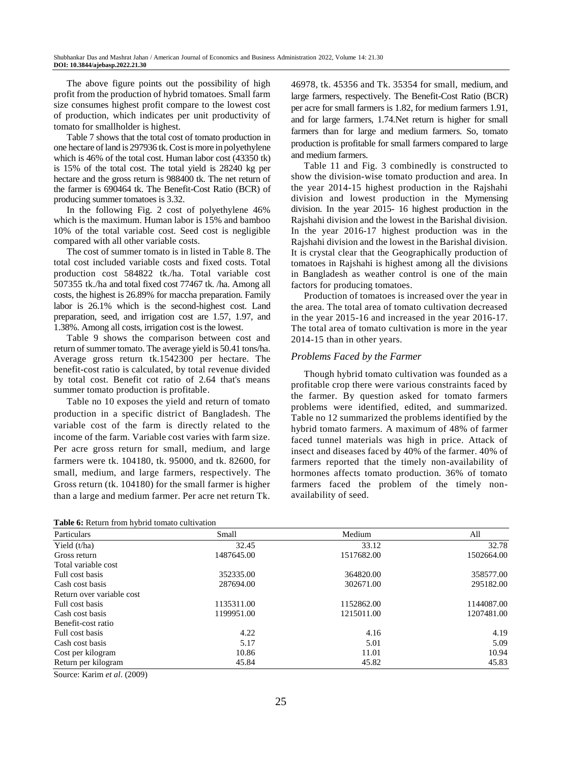The above figure points out the possibility of high profit from the production of hybrid tomatoes. Small farm size consumes highest profit compare to the lowest cost of production, which indicates per unit productivity of tomato for smallholder is highest.

Table 7 shows that the total cost of tomato production in one hectare of land is 297936 tk. Cost is more in polyethylene which is 46% of the total cost. Human labor cost (43350 tk) is 15% of the total cost. The total yield is 28240 kg per hectare and the gross return is 988400 tk. The net return of the farmer is 690464 tk. The Benefit-Cost Ratio (BCR) of producing summer tomatoes is 3.32.

In the following Fig. 2 cost of polyethylene 46% which is the maximum. Human labor is 15% and bamboo 10% of the total variable cost. Seed cost is negligible compared with all other variable costs.

The cost of summer tomato is in listed in Table 8. The total cost included variable costs and fixed costs. Total production cost 584822 tk./ha. Total variable cost 507355 tk./ha and total fixed cost 77467 tk. /ha. Among all costs, the highest is 26.89% for maccha preparation. Family labor is 26.1% which is the second-highest cost. Land preparation, seed, and irrigation cost are 1.57, 1.97, and 1.38%. Among all costs, irrigation cost is the lowest.

Table 9 shows the comparison between cost and return of summer tomato. The average yield is 50.41 tons/ha. Average gross return tk.1542300 per hectare. The benefit-cost ratio is calculated, by total revenue divided by total cost. Benefit cot ratio of 2.64 that's means summer tomato production is profitable.

Table no 10 exposes the yield and return of tomato production in a specific district of Bangladesh. The variable cost of the farm is directly related to the income of the farm. Variable cost varies with farm size. Per acre gross return for small, medium, and large farmers were tk. 104180, tk. 95000, and tk. 82600, for small, medium, and large farmers, respectively. The Gross return (tk. 104180) for the small farmer is higher than a large and medium farmer. Per acre net return Tk. 46978, tk. 45356 and Tk. 35354 for small, medium, and large farmers, respectively. The Benefit-Cost Ratio (BCR) per acre for small farmers is 1.82, for medium farmers 1.91, and for large farmers, 1.74.Net return is higher for small farmers than for large and medium farmers. So, tomato production is profitable for small farmers compared to large and medium farmers.

Table 11 and Fig. 3 combinedly is constructed to show the division-wise tomato production and area. In the year 2014-15 highest production in the Rajshahi division and lowest production in the Mymensing division. In the year 2015- 16 highest production in the Rajshahi division and the lowest in the Barishal division. In the year 2016-17 highest production was in the Rajshahi division and the lowest in the Barishal division. It is crystal clear that the Geographically production of tomatoes in Rajshahi is highest among all the divisions in Bangladesh as weather control is one of the main factors for producing tomatoes.

Production of tomatoes is increased over the year in the area. The total area of tomato cultivation decreased in the year 2015-16 and increased in the year 2016-17. The total area of tomato cultivation is more in the year 2014-15 than in other years.

### *Problems Faced by the Farmer*

Though hybrid tomato cultivation was founded as a profitable crop there were various constraints faced by the farmer. By question asked for tomato farmers problems were identified, edited, and summarized. Table no 12 summarized the problems identified by the hybrid tomato farmers. A maximum of 48% of farmer faced tunnel materials was high in price. Attack of insect and diseases faced by 40% of the farmer. 40% of farmers reported that the timely non-availability of hormones affects tomato production. 36% of tomato farmers faced the problem of the timely non-availability of seed.

**Table 6:** Return from hybrid tomato cultivation

| Particulars | Small | Medium | All |
|---|---|---|---|
| Yield (t/ha) | 32.45 | 33.12 | 32.78 |
| Gross return | 1487645.00 | 1517682.00 | 1502664.00 |
| Total variable cost | | | |
| Full cost basis | 352335.00 | 364820.00 | 358577.00 |
| Cash cost basis | 287694.00 | 302671.00 | 295182.00 |
| Return over variable cost | | | |
| Full cost basis | 1135311.00 | 1152862.00 | 1144087.00 |
| Cash cost basis | 1199951.00 | 1215011.00 | 1207481.00 |
| Benefit-cost ratio | | | |
| Full cost basis | 4.22 | 4.16 | 4.19 |
| Cash cost basis | 5.17 | 5.01 | 5.09 |
| Cost per kilogram | 10.86 | 11.01 | 10.94 |
| Return per kilogram | 45.84 | 45.82 | 45.83 |

Source: Karim *et al*. (2009)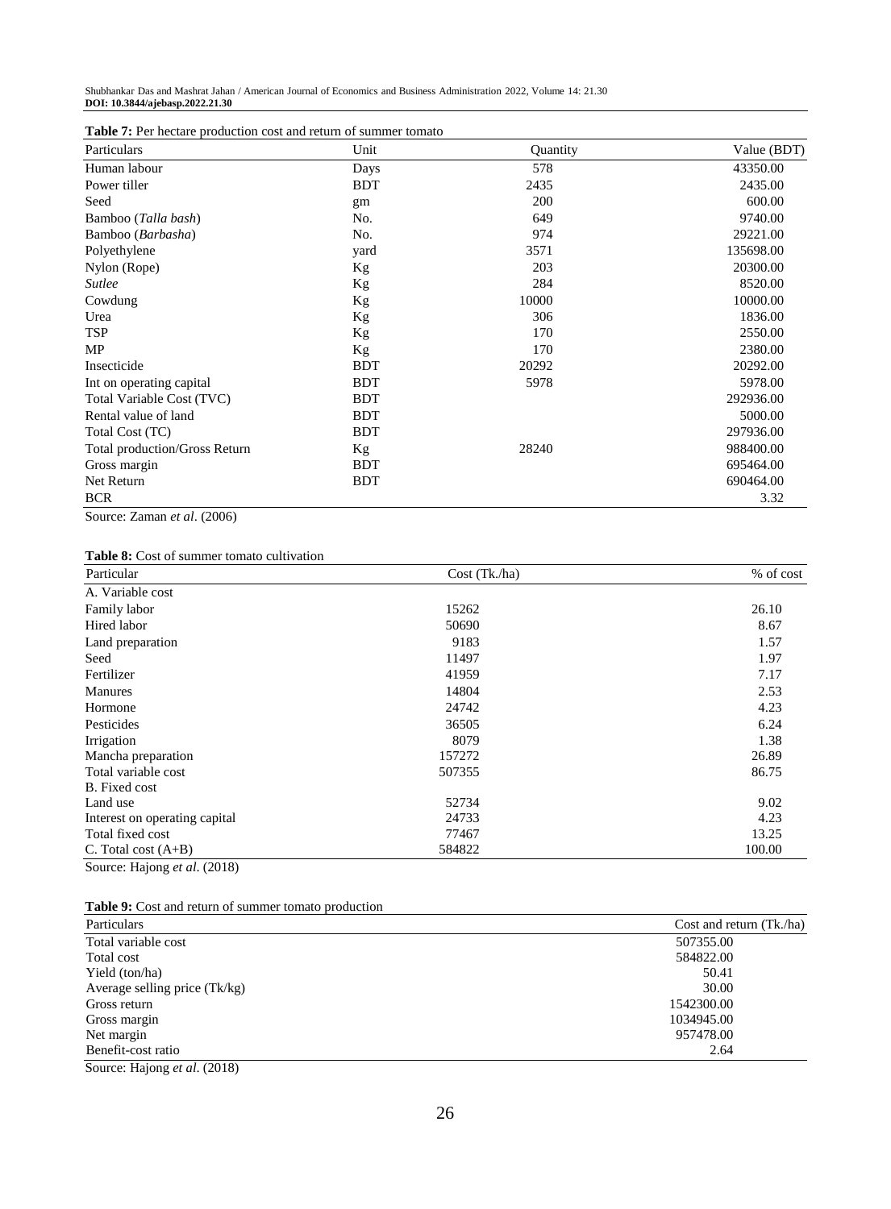**Table 7:** Per hectare production cost and return of summer tomato

| Particulars | Unit | Quantity | Value (BDT) |
|---|---|---|---|
| Human labour | Days | 578 | 43350.00 |
| Power tiller | BDT | 2435 | 2435.00 |
| Seed | gm | 200 | 600.00 |
| Bamboo (*Talla bash*) | No. | 649 | 9740.00 |
| Bamboo (*Barbasha*) | No. | 974 | 29221.00 |
| Polyethylene | yard | 3571 | 135698.00 |
| Nylon (Rope) | Kg | 203 | 20300.00 |
| *Sutlee* | Kg | 284 | 8520.00 |
| Cowdung | Kg | 10000 | 10000.00 |
| Urea | Kg | 306 | 1836.00 |
| TSP | Kg | 170 | 2550.00 |
| MP | Kg | 170 | 2380.00 |
| Insecticide | BDT | 20292 | 20292.00 |
| Int on operating capital | BDT | 5978 | 5978.00 |
| Total Variable Cost (TVC) | BDT | | 292936.00 |
| Rental value of land | BDT | | 5000.00 |
| Total Cost (TC) | BDT | | 297936.00 |
| Total production/Gross Return | Kg | 28240 | 988400.00 |
| Gross margin | BDT | | 695464.00 |
| Net Return | BDT | | 690464.00 |
| BCR | | | 3.32 |

Source: Zaman *et al*. (2006)

**Table 8:** Cost of summer tomato cultivation

| Particular | Cost (Tk./ha) | % of cost |
|---|---|---|
| A. Variable cost | | |
| Family labor | 15262 | 26.10 |
| Hired labor | 50690 | 8.67 |
| Land preparation | 9183 | 1.57 |
| Seed | 11497 | 1.97 |
| Fertilizer | 41959 | 7.17 |
| Manures | 14804 | 2.53 |
| Hormone | 24742 | 4.23 |
| Pesticides | 36505 | 6.24 |
| Irrigation | 8079 | 1.38 |
| Mancha preparation | 157272 | 26.89 |
| Total variable cost | 507355 | 86.75 |
| B. Fixed cost | | |
| Land use | 52734 | 9.02 |
| Interest on operating capital | 24733 | 4.23 |
| Total fixed cost | 77467 | 13.25 |
| C. Total cost (A+B) | 584822 | 100.00 |

Source: Hajong *et al*. (2018)

**Table 9:** Cost and return of summer tomato production

| Particulars | Cost and return (Tk./ha) |
|---|---|
| Total variable cost | 507355.00 |
| Total cost | 584822.00 |
| Yield (ton/ha) | 50.41 |
| Average selling price (Tk/kg) | 30.00 |
| Gross return | 1542300.00 |
| Gross margin | 1034945.00 |
| Net margin | 957478.00 |
| Benefit-cost ratio | 2.64 |

Source: Hajong *et al*. (2018)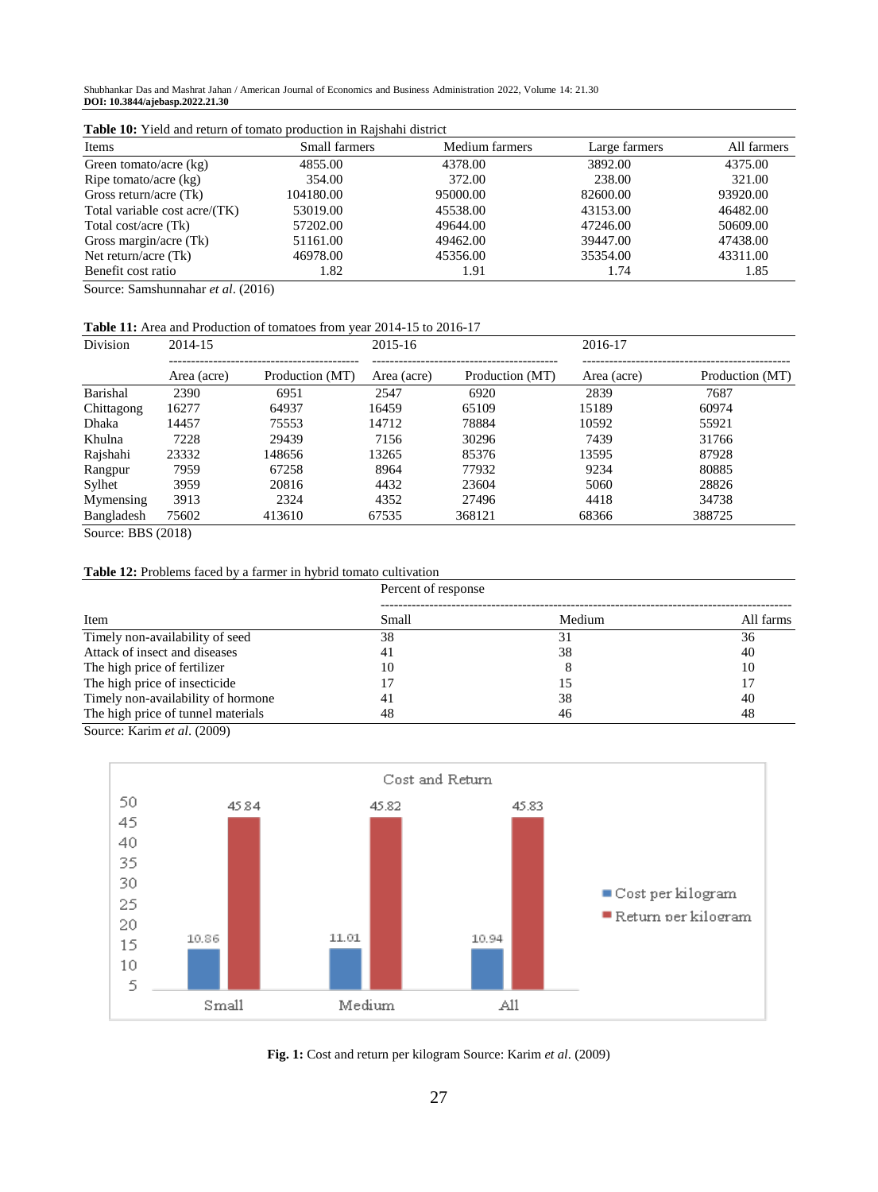**Table 10:** Yield and return of tomato production in Rajshahi district

| Items | Small farmers | Medium farmers | Large farmers | All farmers |
|---|---|---|---|---|
| Green tomato/acre (kg) | 4855.00 | 4378.00 | 3892.00 | 4375.00 |
| Ripe tomato/acre (kg) | 354.00 | 372.00 | 238.00 | 321.00 |
| Gross return/acre (Tk) | 104180.00 | 95000.00 | 82600.00 | 93920.00 |
| Total variable cost acre/(TK) | 53019.00 | 45538.00 | 43153.00 | 46482.00 |
| Total cost/acre (Tk) | 57202.00 | 49644.00 | 47246.00 | 50609.00 |
| Gross margin/acre (Tk) | 51161.00 | 49462.00 | 39447.00 | 47438.00 |
| Net return/acre (Tk) | 46978.00 | 45356.00 | 35354.00 | 43311.00 |
| Benefit cost ratio | 1.82 | 1.91 | 1.74 | 1.85 |

Source: Samshunnahar *et al*. (2016)

**Table 11:** Area and Production of tomatoes from year 2014-15 to 2016-17

| Division | 2014-15 | | 2015-16 | | 2016-17 | |
|---|---|---|---|---|---|---|
| | Area (acre) | Production (MT) | Area (acre) | Production (MT) | Area (acre) | Production (MT) |
| Barishal | 2390 | 6951 | 2547 | 6920 | 2839 | 7687 |
| Chittagong | 16277 | 64937 | 16459 | 65109 | 15189 | 60974 |
| Dhaka | 14457 | 75553 | 14712 | 78884 | 10592 | 55921 |
| Khulna | 7228 | 29439 | 7156 | 30296 | 7439 | 31766 |
| Rajshahi | 23332 | 148656 | 13265 | 85376 | 13595 | 87928 |
| Rangpur | 7959 | 67258 | 8964 | 77932 | 9234 | 80885 |
| Sylhet | 3959 | 20816 | 4432 | 23604 | 5060 | 28826 |
| Mymensing | 3913 | 2324 | 4352 | 27496 | 4418 | 34738 |
| Bangladesh | 75602 | 413610 | 67535 | 368121 | 68366 | 388725 |

Source: BBS (2018)

**Table 12:** Problems faced by a farmer in hybrid tomato cultivation

| Item | Percent of response | | |
|---|---|---|---|
| | Small | Medium | All farms |
| Timely non-availability of seed | 38 | 31 | 36 |
| Attack of insect and diseases | 41 | 38 | 40 |
| The high price of fertilizer | 10 | 8 | 10 |
| The high price of insecticide | 17 | 15 | 17 |
| Timely non-availability of hormone | 41 | 38 | 40 |
| The high price of tunnel materials | 48 | 46 | 48 |

Source: Karim *et al*. (2009)

**Fig. 1:** Cost and return per kilogram Source: Karim *et al*. (2009)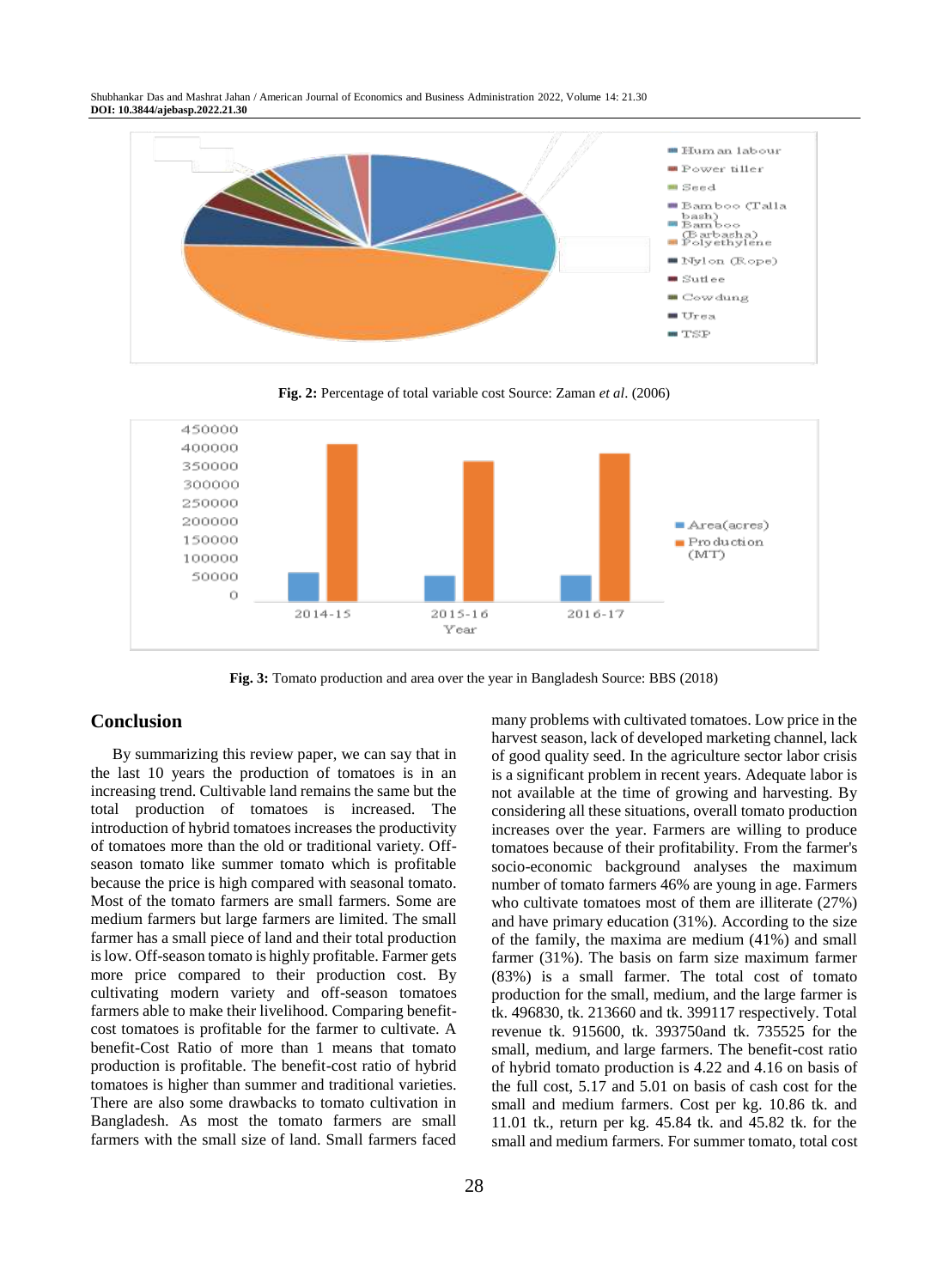Fig. 2: Percentage of total variable cost Source: Zaman *et al*. (2006)

Fig. 3: Tomato production and area over the year in Bangladesh Source: BBS (2018)

## Conclusion

By summarizing this review paper, we can say that in the last 10 years the production of tomatoes is in an increasing trend. Cultivable land remains the same but the total production of tomatoes is increased. The introduction of hybrid tomatoes increases the productivity of tomatoes more than the old or traditional variety. Off-season tomato like summer tomato which is profitable because the price is high compared with seasonal tomato. Most of the tomato farmers are small farmers. Some are medium farmers but large farmers are limited. The small farmer has a small piece of land and their total production is low. Off-season tomato is highly profitable. Farmer gets more price compared to their production cost. By cultivating modern variety and off-season tomatoes farmers able to make their livelihood. Comparing benefit-cost tomatoes is profitable for the farmer to cultivate. A benefit-Cost Ratio of more than 1 means that tomato production is profitable. The benefit-cost ratio of hybrid tomatoes is higher than summer and traditional varieties. There are also some drawbacks to tomato cultivation in Bangladesh. As most the tomato farmers are small farmers with the small size of land. Small farmers faced many problems with cultivated tomatoes. Low price in the harvest season, lack of developed marketing channel, lack of good quality seed. In the agriculture sector labor crisis is a significant problem in recent years. Adequate labor is not available at the time of growing and harvesting. By considering all these situations, overall tomato production increases over the year. Farmers are willing to produce tomatoes because of their profitability. From the farmer's socio-economic background analyses the maximum number of tomato farmers 46% are young in age. Farmers who cultivate tomatoes most of them are illiterate (27%) and have primary education (31%). According to the size of the family, the maxima are medium (41%) and small farmer (31%). The basis on farm size maximum farmer (83%) is a small farmer. The total cost of tomato production for the small, medium, and the large farmer is tk. 496830, tk. 213660 and tk. 399117 respectively. Total revenue tk. 915600, tk. 393750and tk. 735525 for the small, medium, and large farmers. The benefit-cost ratio of hybrid tomato production is 4.22 and 4.16 on basis of the full cost, 5.17 and 5.01 on basis of cash cost for the small and medium farmers. Cost per kg. 10.86 tk. and 11.01 tk., return per kg. 45.84 tk. and 45.82 tk. for the small and medium farmers. For summer tomato, total cost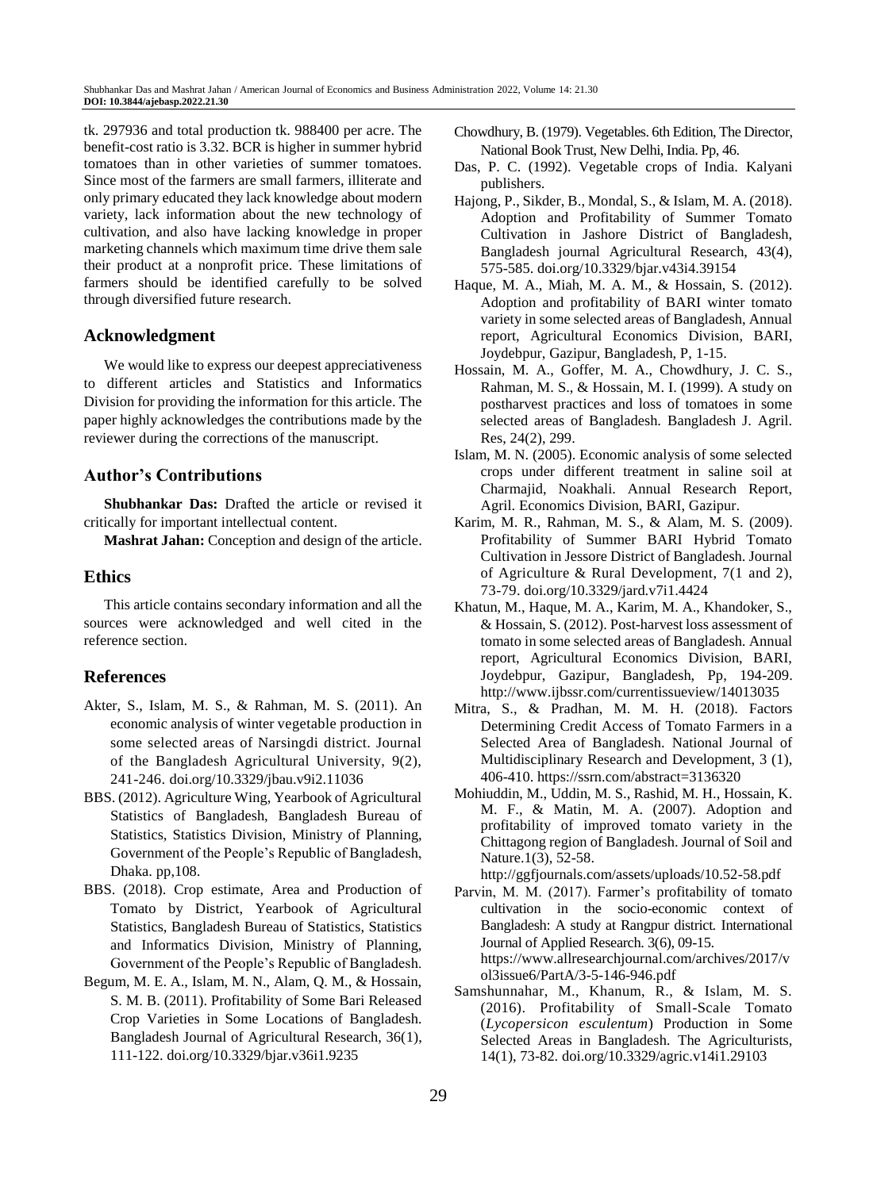tk. 297936 and total production tk. 988400 per acre. The benefit-cost ratio is 3.32. BCR is higher in summer hybrid tomatoes than in other varieties of summer tomatoes. Since most of the farmers are small farmers, illiterate and only primary educated they lack knowledge about modern variety, lack information about the new technology of cultivation, and also have lacking knowledge in proper marketing channels which maximum time drive them sale their product at a nonprofit price. These limitations of farmers should be identified carefully to be solved through diversified future research.

## Acknowledgment

We would like to express our deepest appreciativeness to different articles and Statistics and Informatics Division for providing the information for this article. The paper highly acknowledges the contributions made by the reviewer during the corrections of the manuscript.

## Author's Contributions

**Shubhankar Das:** Drafted the article or revised it critically for important intellectual content.

**Mashrat Jahan:** Conception and design of the article.

## Ethics

This article contains secondary information and all the sources were acknowledged and well cited in the reference section.

## References

Akter, S., Islam, M. S., & Rahman, M. S. (2011). An economic analysis of winter vegetable production in some selected areas of Narsingdi district. Journal of the Bangladesh Agricultural University, 9(2), 241-246. doi.org/10.3329/jbau.v9i2.11036

BBS. (2012). Agriculture Wing, Yearbook of Agricultural Statistics of Bangladesh, Bangladesh Bureau of Statistics, Statistics Division, Ministry of Planning, Government of the People's Republic of Bangladesh, Dhaka. pp,108.

BBS. (2018). Crop estimate, Area and Production of Tomato by District, Yearbook of Agricultural Statistics, Bangladesh Bureau of Statistics, Statistics and Informatics Division, Ministry of Planning, Government of the People's Republic of Bangladesh.

Begum, M. E. A., Islam, M. N., Alam, Q. M., & Hossain, S. M. B. (2011). Profitability of Some Bari Released Crop Varieties in Some Locations of Bangladesh. Bangladesh Journal of Agricultural Research, 36(1), 111-122. doi.org/10.3329/bjar.v36i1.9235

Chowdhury, B. (1979). Vegetables. 6th Edition, The Director, National Book Trust, New Delhi, India. Pp, 46.

Das, P. C. (1992). Vegetable crops of India. Kalyani publishers.

Hajong, P., Sikder, B., Mondal, S., & Islam, M. A. (2018). Adoption and Profitability of Summer Tomato Cultivation in Jashore District of Bangladesh, Bangladesh journal Agricultural Research, 43(4), 575-585. doi.org/10.3329/bjar.v43i4.39154

Haque, M. A., Miah, M. A. M., & Hossain, S. (2012). Adoption and profitability of BARI winter tomato variety in some selected areas of Bangladesh, Annual report, Agricultural Economics Division, BARI, Joydebpur, Gazipur, Bangladesh, P, 1-15.

Hossain, M. A., Goffer, M. A., Chowdhury, J. C. S., Rahman, M. S., & Hossain, M. I. (1999). A study on postharvest practices and loss of tomatoes in some selected areas of Bangladesh. Bangladesh J. Agril. Res, 24(2), 299.

Islam, M. N. (2005). Economic analysis of some selected crops under different treatment in saline soil at Charmajid, Noakhali. Annual Research Report, Agril. Economics Division, BARI, Gazipur.

Karim, M. R., Rahman, M. S., & Alam, M. S. (2009). Profitability of Summer BARI Hybrid Tomato Cultivation in Jessore District of Bangladesh. Journal of Agriculture & Rural Development, 7(1 and 2), 73-79. doi.org/10.3329/jard.v7i1.4424

Khatun, M., Haque, M. A., Karim, M. A., Khandoker, S., & Hossain, S. (2012). Post-harvest loss assessment of tomato in some selected areas of Bangladesh. Annual report, Agricultural Economics Division, BARI, Joydebpur, Gazipur, Bangladesh, Pp, 194-209. http://www.ijbssr.com/currentissueview/14013035

Mitra, S., & Pradhan, M. M. H. (2018). Factors Determining Credit Access of Tomato Farmers in a Selected Area of Bangladesh. National Journal of Multidisciplinary Research and Development, 3 (1), 406-410. https://ssrn.com/abstract=3136320

Mohiuddin, M., Uddin, M. S., Rashid, M. H., Hossain, K. M. F., & Matin, M. A. (2007). Adoption and profitability of improved tomato variety in the Chittagong region of Bangladesh. Journal of Soil and Nature.1(3), 52-58. http://ggfjournals.com/assets/uploads/10.52-58.pdf

Parvin, M. M. (2017). Farmer's profitability of tomato cultivation in the socio-economic context of Bangladesh: A study at Rangpur district. International Journal of Applied Research. 3(6), 09-15. https://www.allresearchjournal.com/archives/2017/vol3issue6/PartA/3-5-146-946.pdf

Samshunnahar, M., Khanum, R., & Islam, M. S. (2016). Profitability of Small-Scale Tomato (*Lycopersicon esculentum*) Production in Some Selected Areas in Bangladesh. The Agriculturists, 14(1), 73-82. doi.org/10.3329/agric.v14i1.29103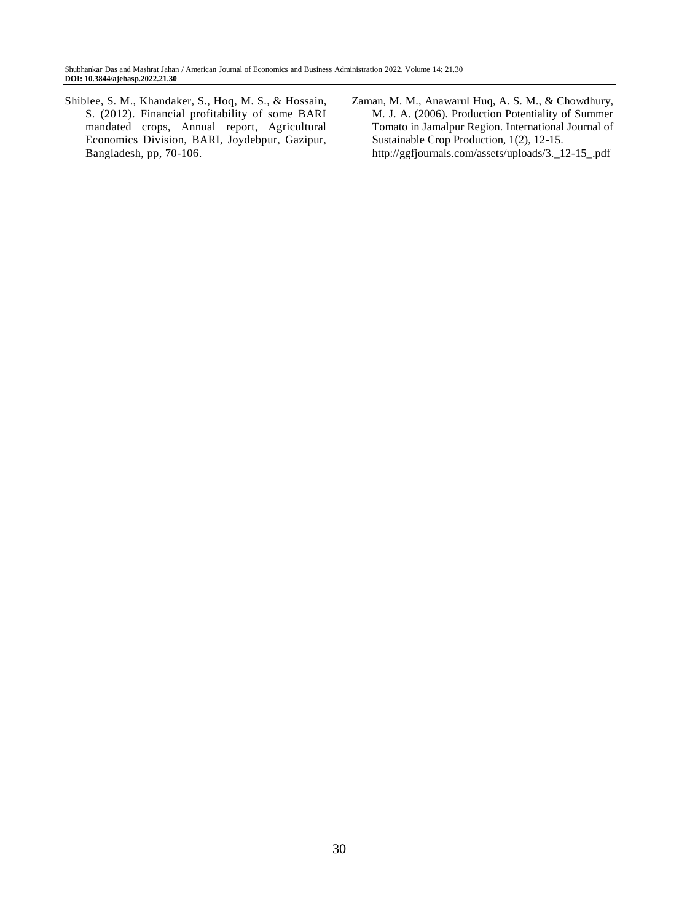Shiblee, S. M., Khandaker, S., Hoq, M. S., & Hossain, S. (2012). Financial profitability of some BARI mandated crops, Annual report, Agricultural Economics Division, BARI, Joydebpur, Gazipur, Bangladesh, pp, 70-106.

Zaman, M. M., Anawarul Huq, A. S. M., & Chowdhury, M. J. A. (2006). Production Potentiality of Summer Tomato in Jamalpur Region. International Journal of Sustainable Crop Production, 1(2), 12-15. http://ggfjournals.com/assets/uploads/3._12-15_.pdf